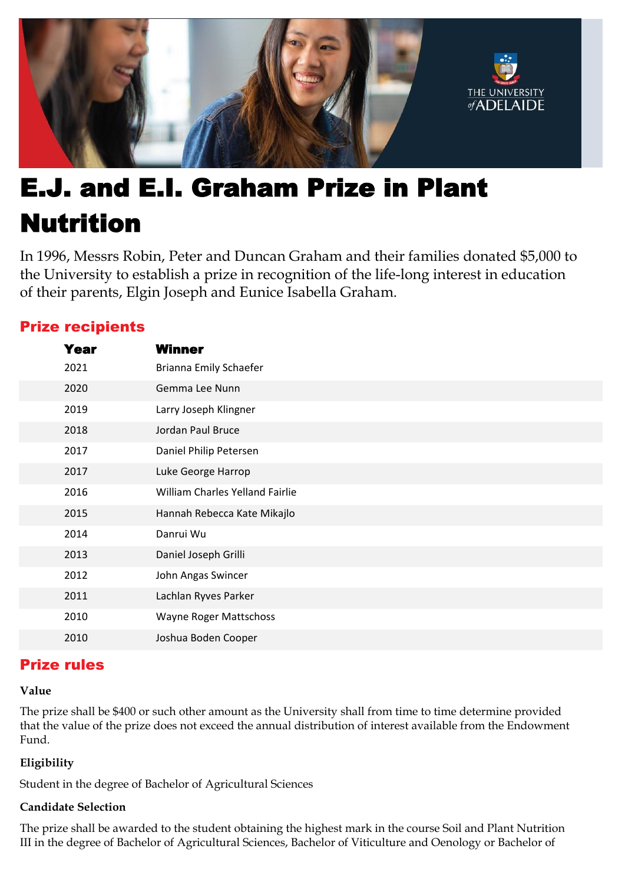# E.J. and E.I. Graham Prize in Plant Nutrition

In 1996, Messrs Robin, Peter and Duncan Graham and their families donated $5,000 to the University to establish a prize in recognition of the life-long interest in education of their parents, Elgin Joseph and Eunice Isabella Graham.

## Prize recipients

| Year | Winner |
|---|---|
| 2021 | Brianna Emily Schaefer |
| 2020 | Gemma Lee Nunn |
| 2019 | Larry Joseph Klingner |
| 2018 | Jordan Paul Bruce |
| 2017 | Daniel Philip Petersen |
| 2017 | Luke George Harrop |
| 2016 | William Charles Yelland Fairlie |
| 2015 | Hannah Rebecca Kate Mikajlo |
| 2014 | Danrui Wu |
| 2013 | Daniel Joseph Grilli |
| 2012 | John Angas Swincer |
| 2011 | Lachlan Ryves Parker |
| 2010 | Wayne Roger Mattschoss |
| 2010 | Joshua Boden Cooper |

## Prize rules

### Value

The prize shall be $400 or such other amount as the University shall from time to time determine provided that the value of the prize does not exceed the annual distribution of interest available from the Endowment Fund.

### Eligibility

Student in the degree of Bachelor of Agricultural Sciences

### Candidate Selection

The prize shall be awarded to the student obtaining the highest mark in the course Soil and Plant Nutrition III in the degree of Bachelor of Agricultural Sciences, Bachelor of Viticulture and Oenology or Bachelor of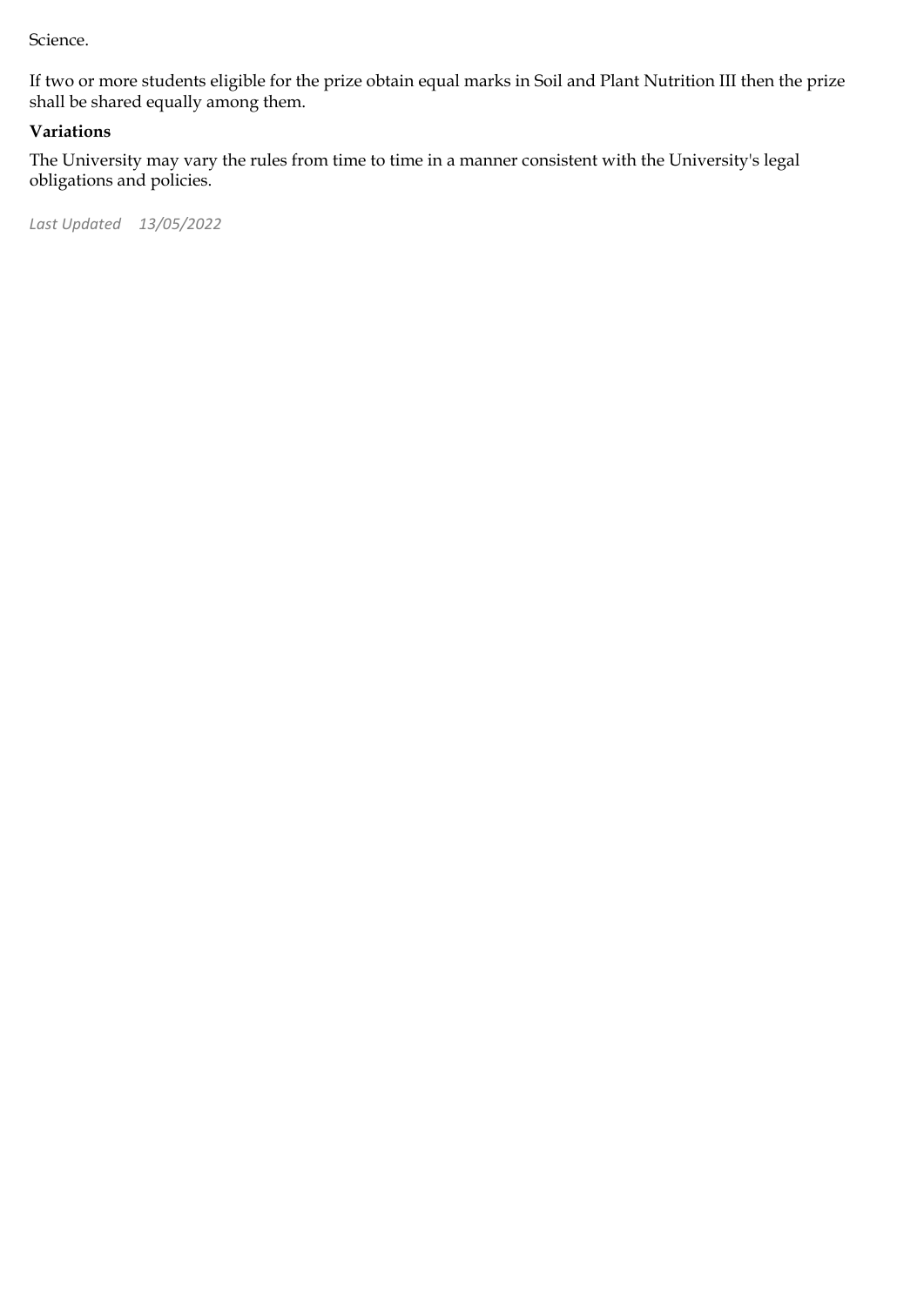Science.

If two or more students eligible for the prize obtain equal marks in Soil and Plant Nutrition III then the prize shall be shared equally among them.

**Variations**

The University may vary the rules from time to time in a manner consistent with the University's legal obligations and policies.

*Last Updated 13/05/2022*